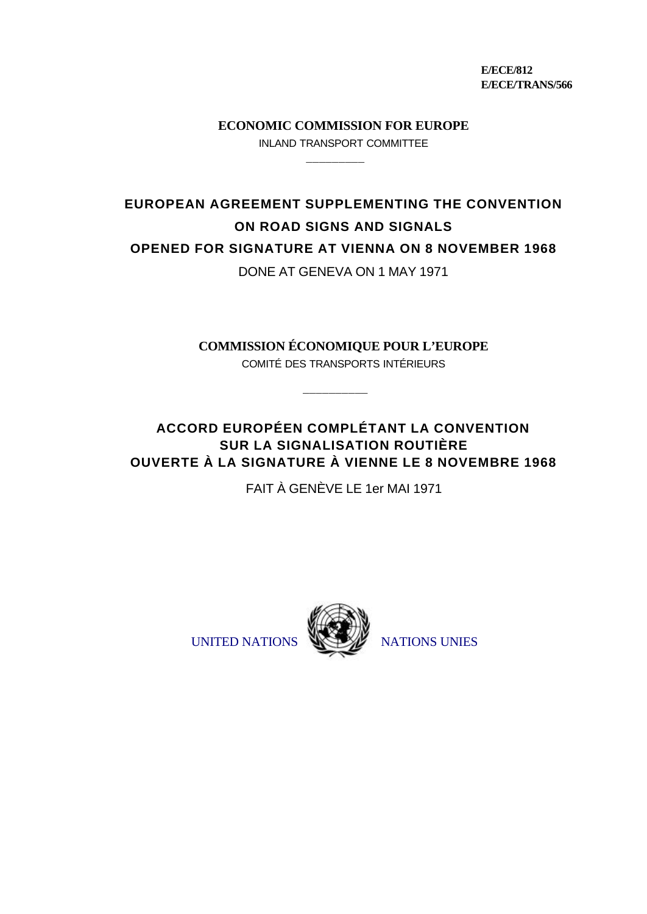**E/ECE/812**
**E/ECE/TRANS/566**

**ECONOMIC COMMISSION FOR EUROPE**

INLAND TRANSPORT COMMITTEE

# EUROPEAN AGREEMENT SUPPLEMENTING THE CONVENTION ON ROAD SIGNS AND SIGNALS OPENED FOR SIGNATURE AT VIENNA ON 8 NOVEMBER 1968

DONE AT GENEVA ON 1 MAY 1971

**COMMISSION ÉCONOMIQUE POUR L'EUROPE**

COMITÉ DES TRANSPORTS INTÉRIEURS

# ACCORD EUROPÉEN COMPLÉTANT LA CONVENTION SUR LA SIGNALISATION ROUTIÈRE OUVERTE À LA SIGNATURE À VIENNE LE 8 NOVEMBRE 1968

FAIT À GENÈVE LE 1er MAI 1971

UNITED NATIONS NATIONS UNIES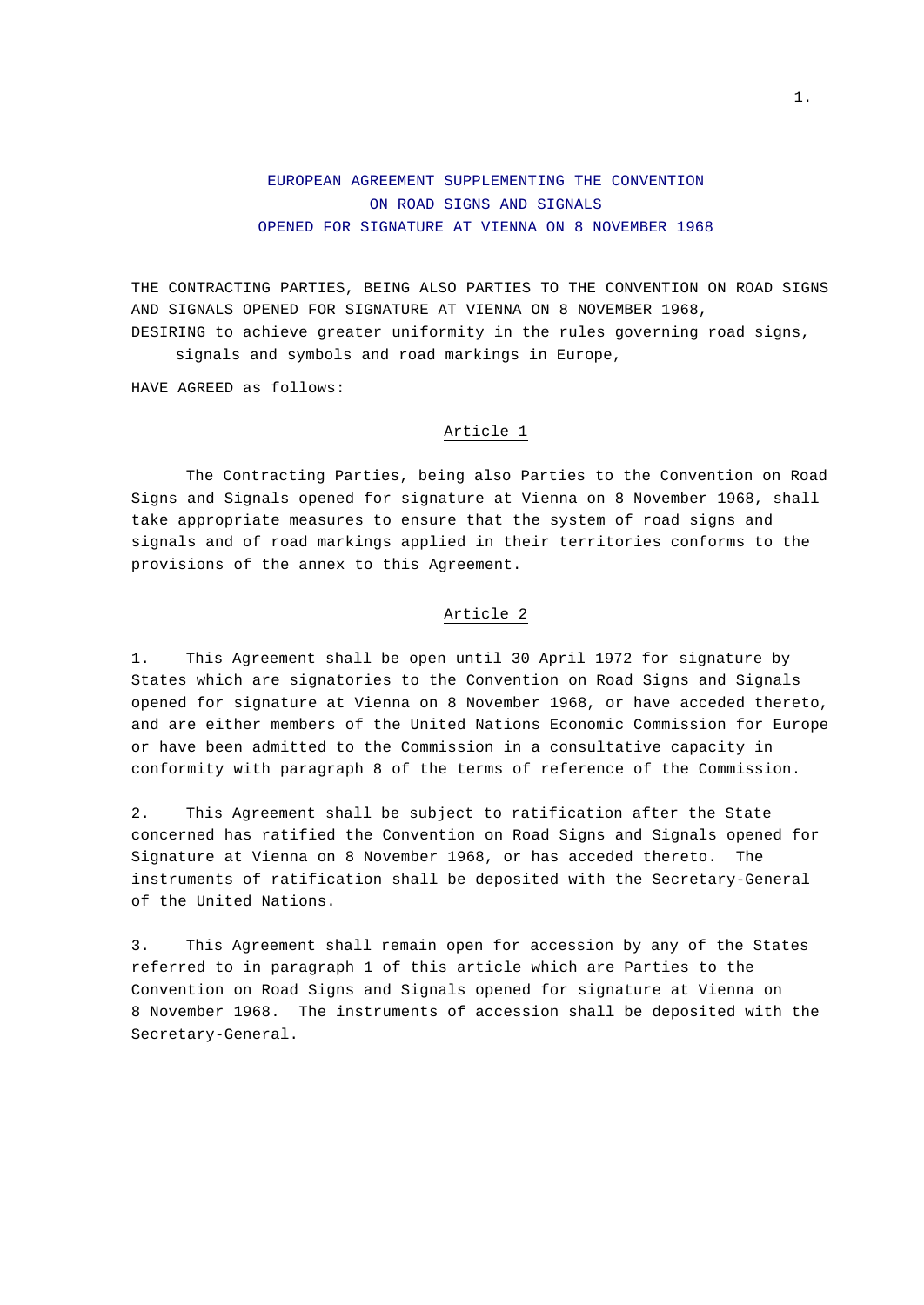# EUROPEAN AGREEMENT SUPPLEMENTING THE CONVENTION ON ROAD SIGNS AND SIGNALS OPENED FOR SIGNATURE AT VIENNA ON 8 NOVEMBER 1968

THE CONTRACTING PARTIES, BEING ALSO PARTIES TO THE CONVENTION ON ROAD SIGNS AND SIGNALS OPENED FOR SIGNATURE AT VIENNA ON 8 NOVEMBER 1968,

DESIRING to achieve greater uniformity in the rules governing road signs, signals and symbols and road markings in Europe,

HAVE AGREED as follows:

## Article 1

The Contracting Parties, being also Parties to the Convention on Road Signs and Signals opened for signature at Vienna on 8 November 1968, shall take appropriate measures to ensure that the system of road signs and signals and of road markings applied in their territories conforms to the provisions of the annex to this Agreement.

## Article 2

1. This Agreement shall be open until 30 April 1972 for signature by States which are signatories to the Convention on Road Signs and Signals opened for signature at Vienna on 8 November 1968, or have acceded thereto, and are either members of the United Nations Economic Commission for Europe or have been admitted to the Commission in a consultative capacity in conformity with paragraph 8 of the terms of reference of the Commission.

2. This Agreement shall be subject to ratification after the State concerned has ratified the Convention on Road Signs and Signals opened for Signature at Vienna on 8 November 1968, or has acceded thereto. The instruments of ratification shall be deposited with the Secretary-General of the United Nations.

3. This Agreement shall remain open for accession by any of the States referred to in paragraph 1 of this article which are Parties to the Convention on Road Signs and Signals opened for signature at Vienna on 8 November 1968. The instruments of accession shall be deposited with the Secretary-General.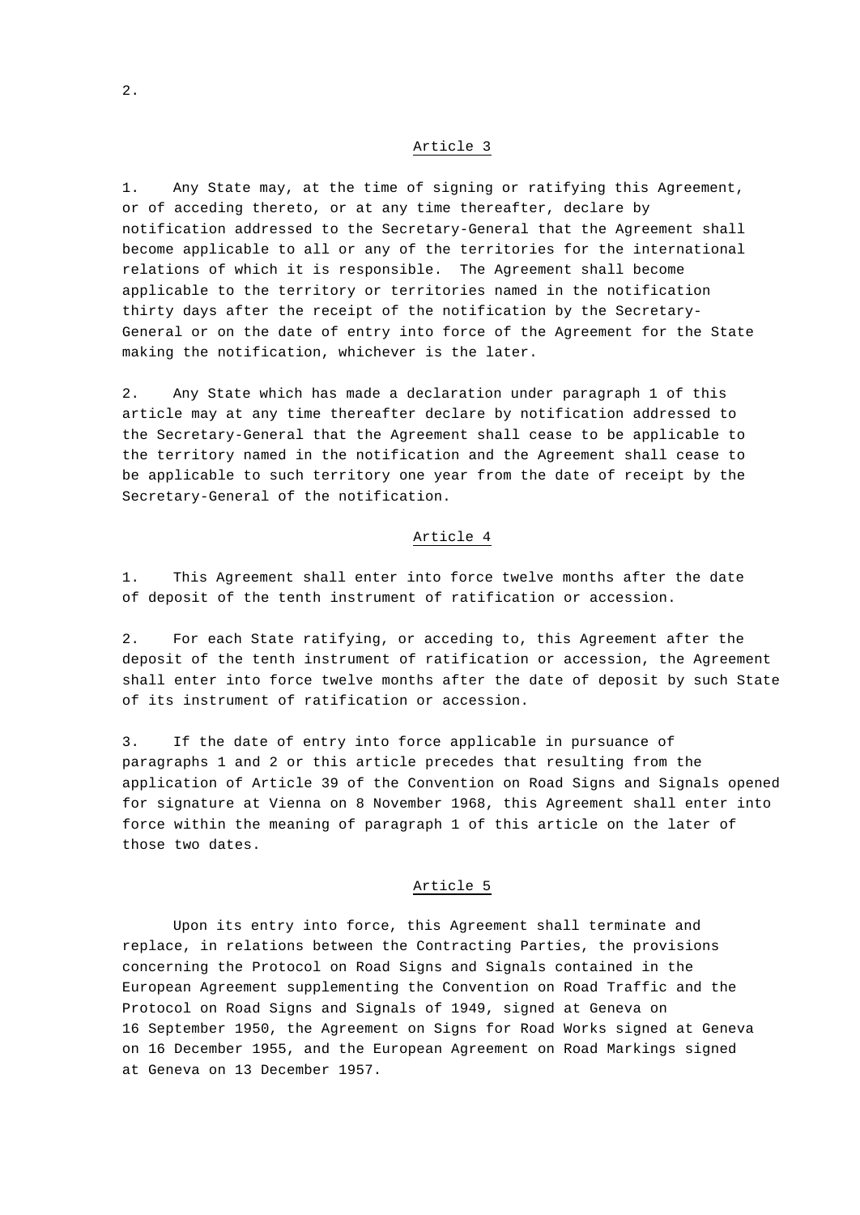## Article 3

1. Any State may, at the time of signing or ratifying this Agreement, or of acceding thereto, or at any time thereafter, declare by notification addressed to the Secretary-General that the Agreement shall become applicable to all or any of the territories for the international relations of which it is responsible. The Agreement shall become applicable to the territory or territories named in the notification thirty days after the receipt of the notification by the Secretary-General or on the date of entry into force of the Agreement for the State making the notification, whichever is the later.

2. Any State which has made a declaration under paragraph 1 of this article may at any time thereafter declare by notification addressed to the Secretary-General that the Agreement shall cease to be applicable to the territory named in the notification and the Agreement shall cease to be applicable to such territory one year from the date of receipt by the Secretary-General of the notification.

## Article 4

1. This Agreement shall enter into force twelve months after the date of deposit of the tenth instrument of ratification or accession.

2. For each State ratifying, or acceding to, this Agreement after the deposit of the tenth instrument of ratification or accession, the Agreement shall enter into force twelve months after the date of deposit by such State of its instrument of ratification or accession.

3. If the date of entry into force applicable in pursuance of paragraphs 1 and 2 or this article precedes that resulting from the application of Article 39 of the Convention on Road Signs and Signals opened for signature at Vienna on 8 November 1968, this Agreement shall enter into force within the meaning of paragraph 1 of this article on the later of those two dates.

## Article 5

Upon its entry into force, this Agreement shall terminate and replace, in relations between the Contracting Parties, the provisions concerning the Protocol on Road Signs and Signals contained in the European Agreement supplementing the Convention on Road Traffic and the Protocol on Road Signs and Signals of 1949, signed at Geneva on 16 September 1950, the Agreement on Signs for Road Works signed at Geneva on 16 December 1955, and the European Agreement on Road Markings signed at Geneva on 13 December 1957.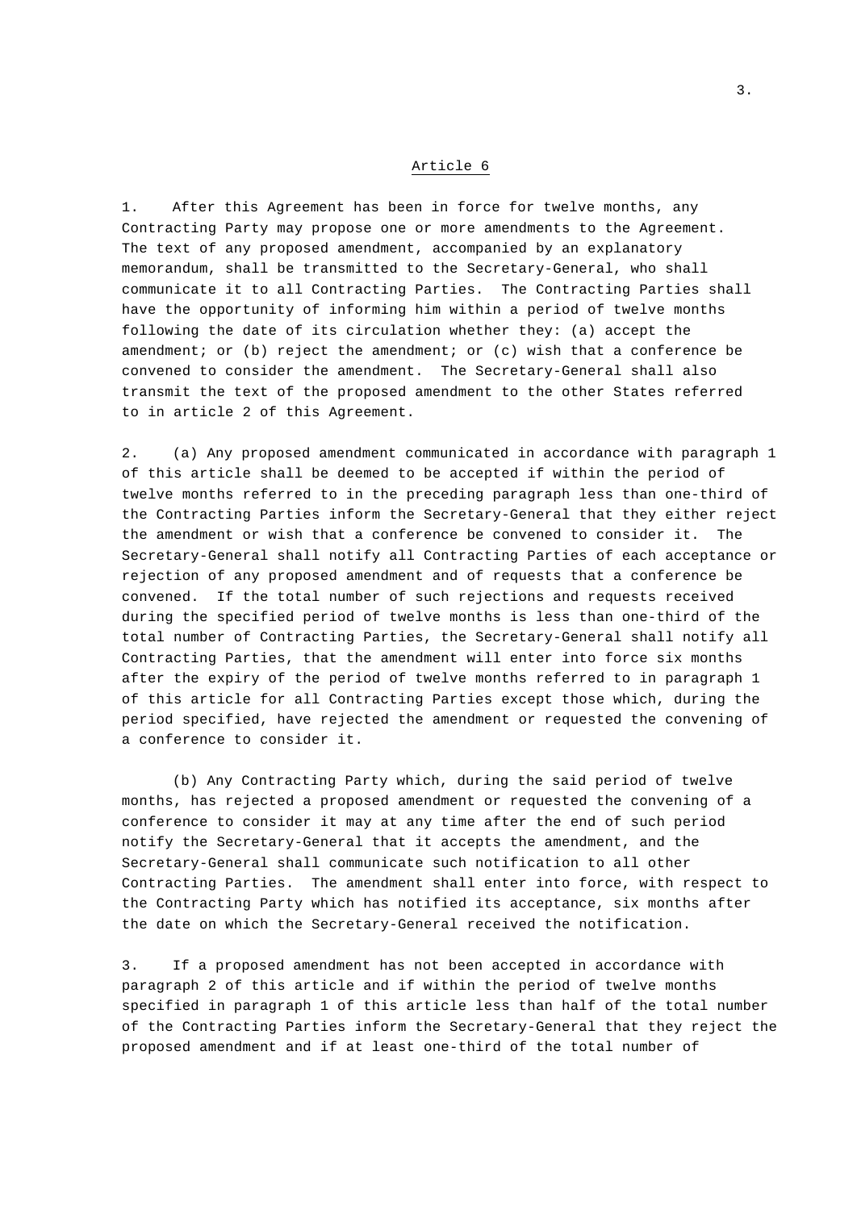## Article 6

1. After this Agreement has been in force for twelve months, any Contracting Party may propose one or more amendments to the Agreement. The text of any proposed amendment, accompanied by an explanatory memorandum, shall be transmitted to the Secretary-General, who shall communicate it to all Contracting Parties. The Contracting Parties shall have the opportunity of informing him within a period of twelve months following the date of its circulation whether they: (a) accept the amendment; or (b) reject the amendment; or (c) wish that a conference be convened to consider the amendment. The Secretary-General shall also transmit the text of the proposed amendment to the other States referred to in article 2 of this Agreement.

2. (a) Any proposed amendment communicated in accordance with paragraph 1 of this article shall be deemed to be accepted if within the period of twelve months referred to in the preceding paragraph less than one-third of the Contracting Parties inform the Secretary-General that they either reject the amendment or wish that a conference be convened to consider it. The Secretary-General shall notify all Contracting Parties of each acceptance or rejection of any proposed amendment and of requests that a conference be convened. If the total number of such rejections and requests received during the specified period of twelve months is less than one-third of the total number of Contracting Parties, the Secretary-General shall notify all Contracting Parties, that the amendment will enter into force six months after the expiry of the period of twelve months referred to in paragraph 1 of this article for all Contracting Parties except those which, during the period specified, have rejected the amendment or requested the convening of a conference to consider it.

(b) Any Contracting Party which, during the said period of twelve months, has rejected a proposed amendment or requested the convening of a conference to consider it may at any time after the end of such period notify the Secretary-General that it accepts the amendment, and the Secretary-General shall communicate such notification to all other Contracting Parties. The amendment shall enter into force, with respect to the Contracting Party which has notified its acceptance, six months after the date on which the Secretary-General received the notification.

3. If a proposed amendment has not been accepted in accordance with paragraph 2 of this article and if within the period of twelve months specified in paragraph 1 of this article less than half of the total number of the Contracting Parties inform the Secretary-General that they reject the proposed amendment and if at least one-third of the total number of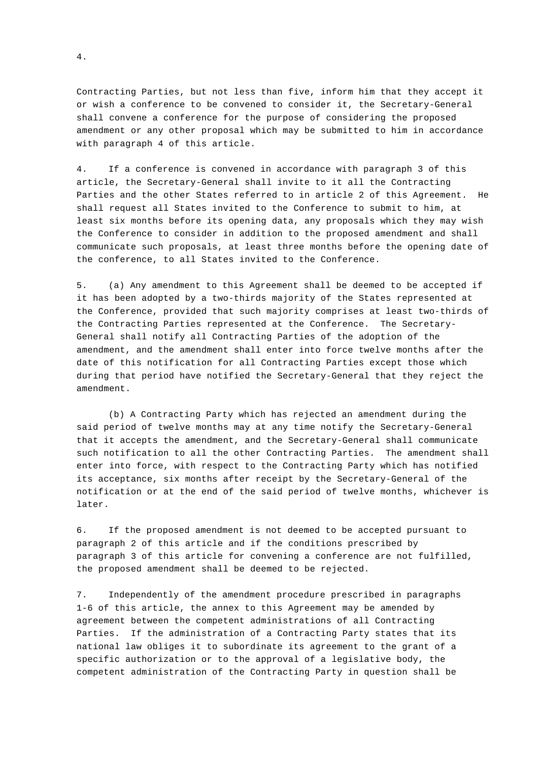Contracting Parties, but not less than five, inform him that they accept it or wish a conference to be convened to consider it, the Secretary-General shall convene a conference for the purpose of considering the proposed amendment or any other proposal which may be submitted to him in accordance with paragraph 4 of this article.

4. If a conference is convened in accordance with paragraph 3 of this article, the Secretary-General shall invite to it all the Contracting Parties and the other States referred to in article 2 of this Agreement. He shall request all States invited to the Conference to submit to him, at least six months before its opening data, any proposals which they may wish the Conference to consider in addition to the proposed amendment and shall communicate such proposals, at least three months before the opening date of the conference, to all States invited to the Conference.

5. (a) Any amendment to this Agreement shall be deemed to be accepted if it has been adopted by a two-thirds majority of the States represented at the Conference, provided that such majority comprises at least two-thirds of the Contracting Parties represented at the Conference. The Secretary-General shall notify all Contracting Parties of the adoption of the amendment, and the amendment shall enter into force twelve months after the date of this notification for all Contracting Parties except those which during that period have notified the Secretary-General that they reject the amendment.

(b) A Contracting Party which has rejected an amendment during the said period of twelve months may at any time notify the Secretary-General that it accepts the amendment, and the Secretary-General shall communicate such notification to all the other Contracting Parties. The amendment shall enter into force, with respect to the Contracting Party which has notified its acceptance, six months after receipt by the Secretary-General of the notification or at the end of the said period of twelve months, whichever is later.

6. If the proposed amendment is not deemed to be accepted pursuant to paragraph 2 of this article and if the conditions prescribed by paragraph 3 of this article for convening a conference are not fulfilled, the proposed amendment shall be deemed to be rejected.

7. Independently of the amendment procedure prescribed in paragraphs 1-6 of this article, the annex to this Agreement may be amended by agreement between the competent administrations of all Contracting Parties. If the administration of a Contracting Party states that its national law obliges it to subordinate its agreement to the grant of a specific authorization or to the approval of a legislative body, the competent administration of the Contracting Party in question shall be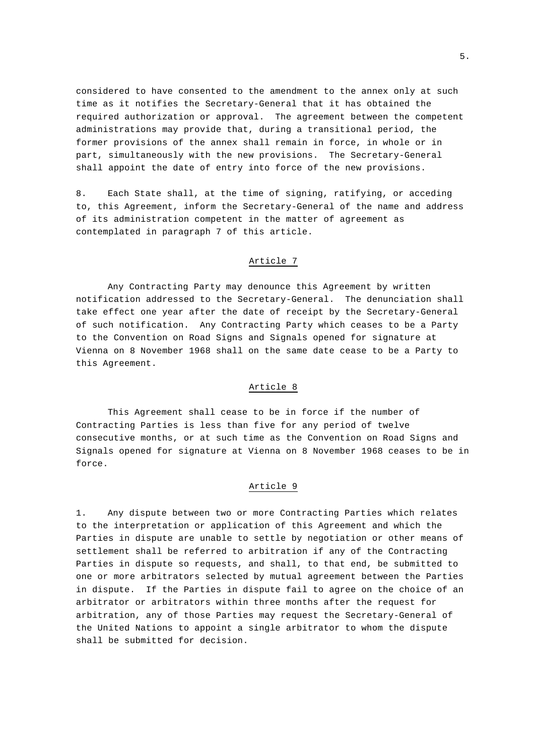considered to have consented to the amendment to the annex only at such time as it notifies the Secretary-General that it has obtained the required authorization or approval. The agreement between the competent administrations may provide that, during a transitional period, the former provisions of the annex shall remain in force, in whole or in part, simultaneously with the new provisions. The Secretary-General shall appoint the date of entry into force of the new provisions.

8. Each State shall, at the time of signing, ratifying, or acceding to, this Agreement, inform the Secretary-General of the name and address of its administration competent in the matter of agreement as contemplated in paragraph 7 of this article.

## Article 7

Any Contracting Party may denounce this Agreement by written notification addressed to the Secretary-General. The denunciation shall take effect one year after the date of receipt by the Secretary-General of such notification. Any Contracting Party which ceases to be a Party to the Convention on Road Signs and Signals opened for signature at Vienna on 8 November 1968 shall on the same date cease to be a Party to this Agreement.

## Article 8

This Agreement shall cease to be in force if the number of Contracting Parties is less than five for any period of twelve consecutive months, or at such time as the Convention on Road Signs and Signals opened for signature at Vienna on 8 November 1968 ceases to be in force.

## Article 9

1. Any dispute between two or more Contracting Parties which relates to the interpretation or application of this Agreement and which the Parties in dispute are unable to settle by negotiation or other means of settlement shall be referred to arbitration if any of the Contracting Parties in dispute so requests, and shall, to that end, be submitted to one or more arbitrators selected by mutual agreement between the Parties in dispute. If the Parties in dispute fail to agree on the choice of an arbitrator or arbitrators within three months after the request for arbitration, any of those Parties may request the Secretary-General of the United Nations to appoint a single arbitrator to whom the dispute shall be submitted for decision.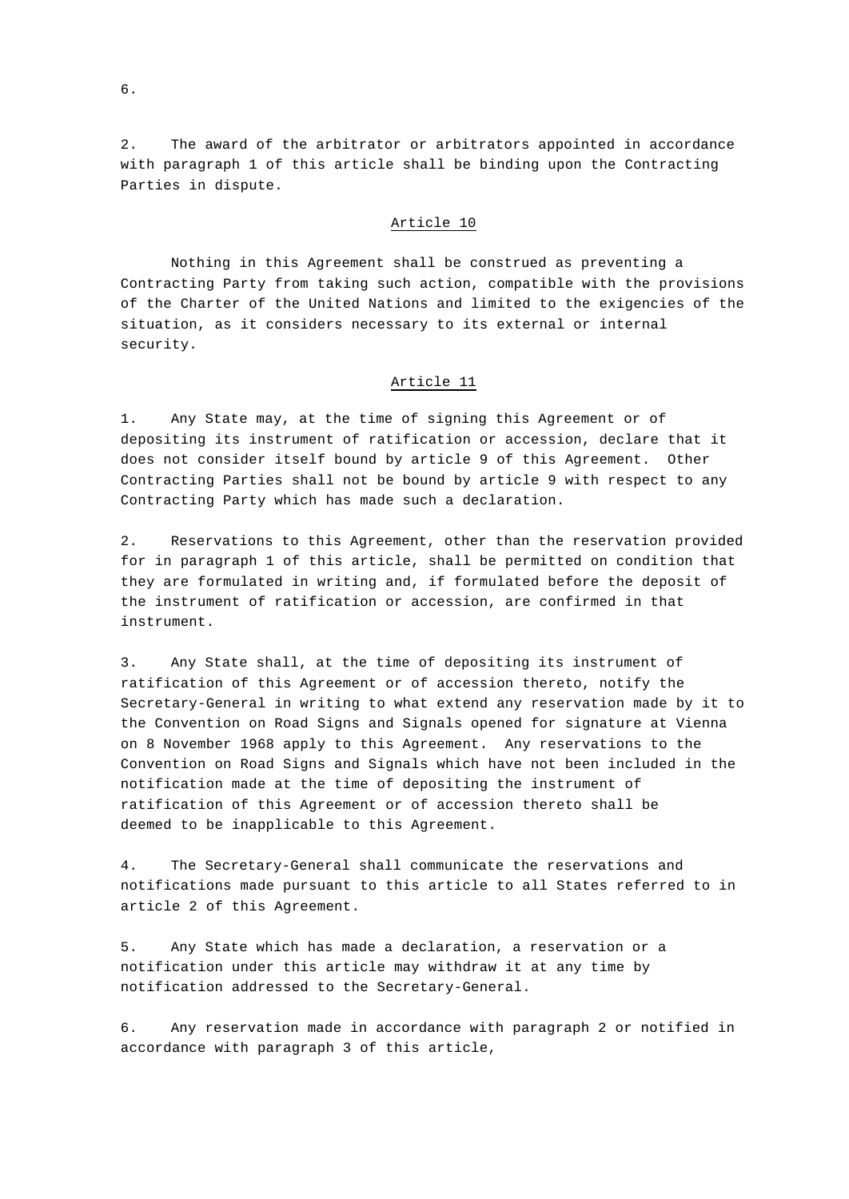2. The award of the arbitrator or arbitrators appointed in accordance with paragraph 1 of this article shall be binding upon the Contracting Parties in dispute.

## Article 10

Nothing in this Agreement shall be construed as preventing a Contracting Party from taking such action, compatible with the provisions of the Charter of the United Nations and limited to the exigencies of the situation, as it considers necessary to its external or internal security.

## Article 11

1. Any State may, at the time of signing this Agreement or of depositing its instrument of ratification or accession, declare that it does not consider itself bound by article 9 of this Agreement. Other Contracting Parties shall not be bound by article 9 with respect to any Contracting Party which has made such a declaration.

2. Reservations to this Agreement, other than the reservation provided for in paragraph 1 of this article, shall be permitted on condition that they are formulated in writing and, if formulated before the deposit of the instrument of ratification or accession, are confirmed in that instrument.

3. Any State shall, at the time of depositing its instrument of ratification of this Agreement or of accession thereto, notify the Secretary-General in writing to what extend any reservation made by it to the Convention on Road Signs and Signals opened for signature at Vienna on 8 November 1968 apply to this Agreement. Any reservations to the Convention on Road Signs and Signals which have not been included in the notification made at the time of depositing the instrument of ratification of this Agreement or of accession thereto shall be deemed to be inapplicable to this Agreement.

4. The Secretary-General shall communicate the reservations and notifications made pursuant to this article to all States referred to in article 2 of this Agreement.

5. Any State which has made a declaration, a reservation or a notification under this article may withdraw it at any time by notification addressed to the Secretary-General.

6. Any reservation made in accordance with paragraph 2 or notified in accordance with paragraph 3 of this article,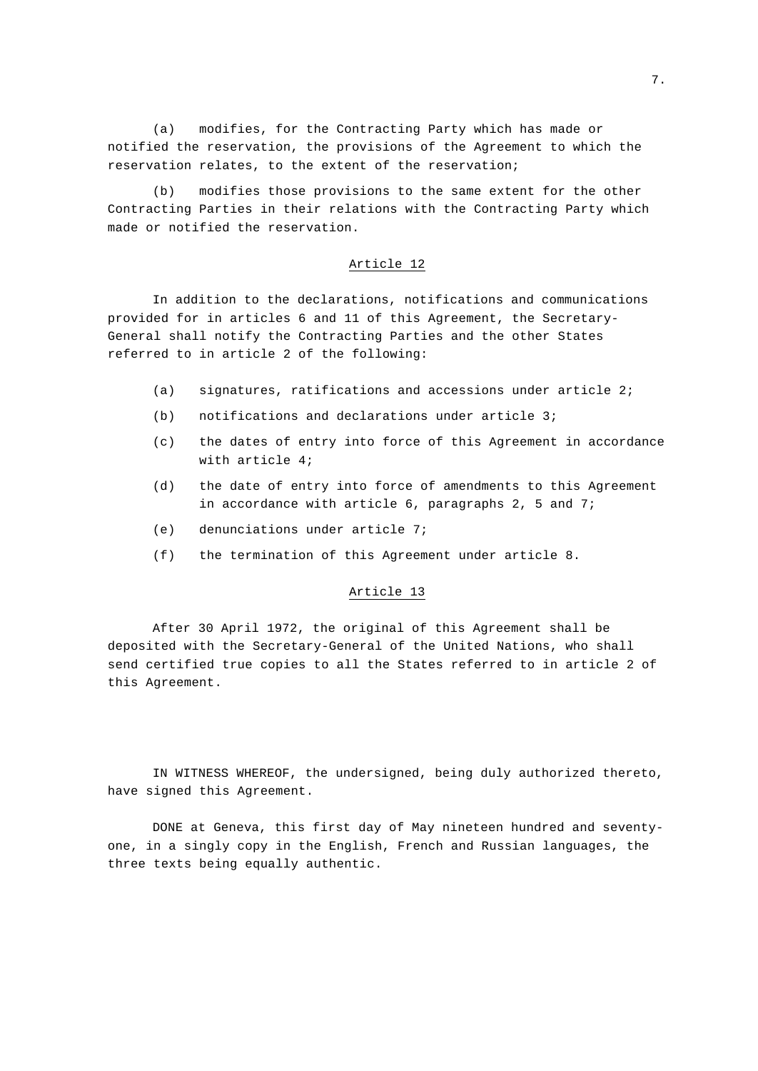(a) modifies, for the Contracting Party which has made or notified the reservation, the provisions of the Agreement to which the reservation relates, to the extent of the reservation;

(b) modifies those provisions to the same extent for the other Contracting Parties in their relations with the Contracting Party which made or notified the reservation.

## Article 12

In addition to the declarations, notifications and communications provided for in articles 6 and 11 of this Agreement, the Secretary-General shall notify the Contracting Parties and the other States referred to in article 2 of the following:

(a) signatures, ratifications and accessions under article 2;

(b) notifications and declarations under article 3;

(c) the dates of entry into force of this Agreement in accordance with article 4;

(d) the date of entry into force of amendments to this Agreement in accordance with article 6, paragraphs 2, 5 and 7;

(e) denunciations under article 7;

(f) the termination of this Agreement under article 8.

## Article 13

After 30 April 1972, the original of this Agreement shall be deposited with the Secretary-General of the United Nations, who shall send certified true copies to all the States referred to in article 2 of this Agreement.

IN WITNESS WHEREOF, the undersigned, being duly authorized thereto, have signed this Agreement.

DONE at Geneva, this first day of May nineteen hundred and seventy-one, in a singly copy in the English, French and Russian languages, the three texts being equally authentic.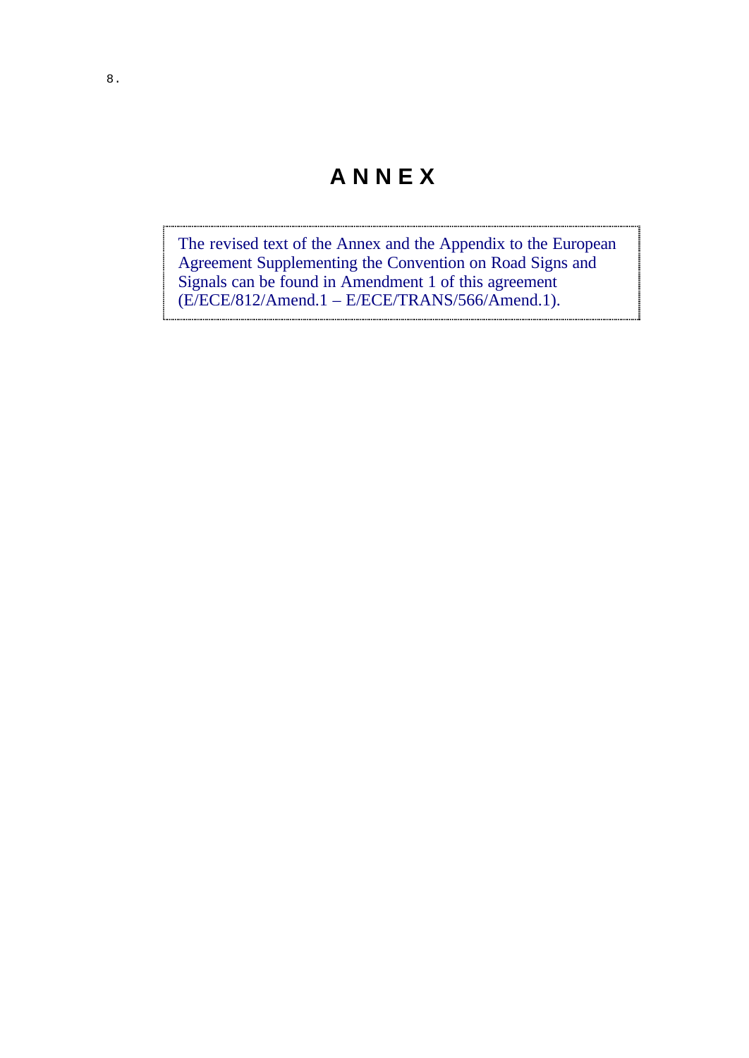# ANNEX

The revised text of the Annex and the Appendix to the European Agreement Supplementing the Convention on Road Signs and Signals can be found in Amendment 1 of this agreement (E/ECE/812/Amend.1 – E/ECE/TRANS/566/Amend.1).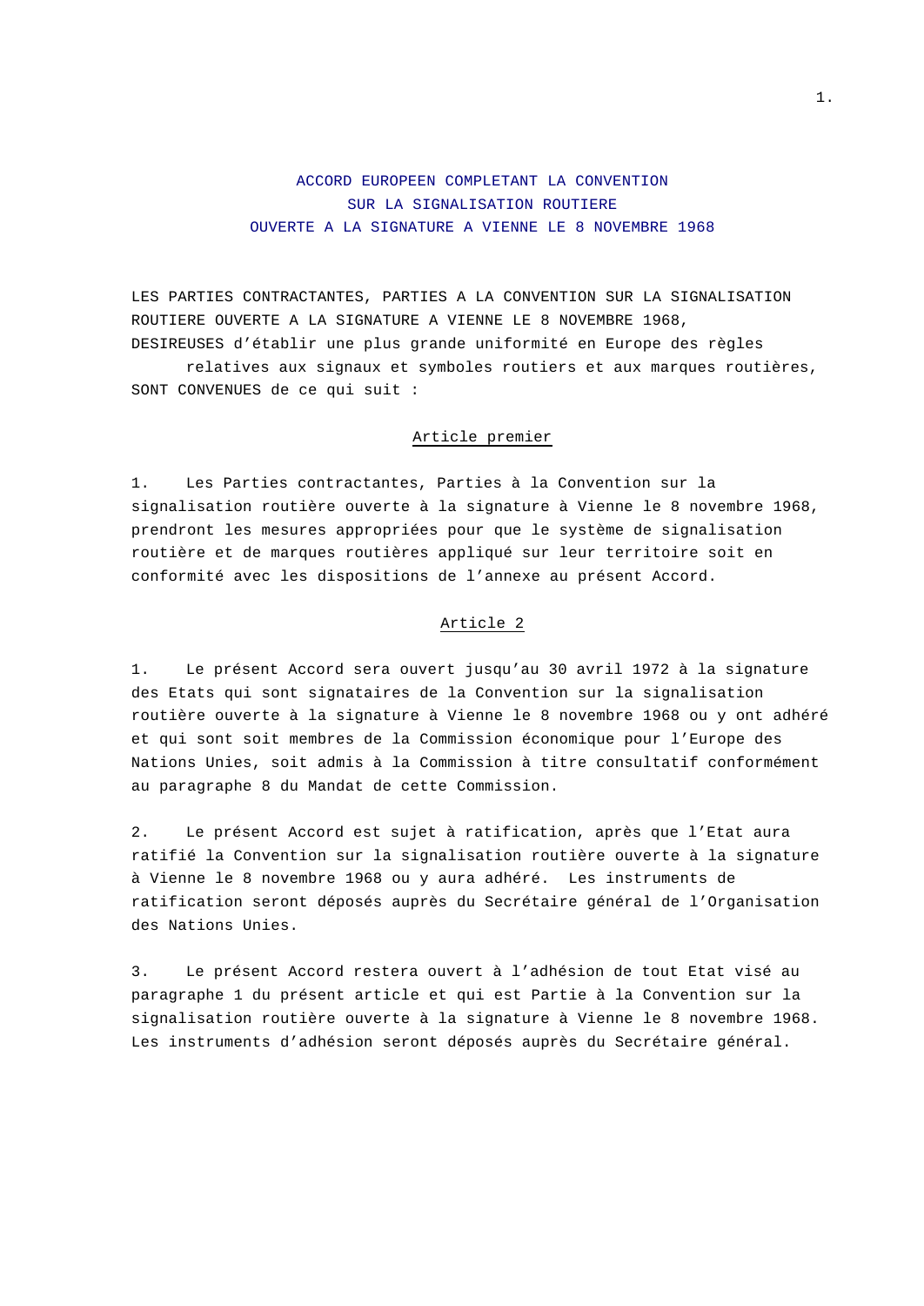# ACCORD EUROPEEN COMPLETANT LA CONVENTION SUR LA SIGNALISATION ROUTIERE OUVERTE A LA SIGNATURE A VIENNE LE 8 NOVEMBRE 1968

LES PARTIES CONTRACTANTES, PARTIES A LA CONVENTION SUR LA SIGNALISATION ROUTIERE OUVERTE A LA SIGNATURE A VIENNE LE 8 NOVEMBRE 1968,

DESIREUSES d'établir une plus grande uniformité en Europe des règles relatives aux signaux et symboles routiers et aux marques routières,

SONT CONVENUES de ce qui suit :

## Article premier

1. Les Parties contractantes, Parties à la Convention sur la signalisation routière ouverte à la signature à Vienne le 8 novembre 1968, prendront les mesures appropriées pour que le système de signalisation routière et de marques routières appliqué sur leur territoire soit en conformité avec les dispositions de l'annexe au présent Accord.

## Article 2

1. Le présent Accord sera ouvert jusqu'au 30 avril 1972 à la signature des Etats qui sont signataires de la Convention sur la signalisation routière ouverte à la signature à Vienne le 8 novembre 1968 ou y ont adhéré et qui sont soit membres de la Commission économique pour l'Europe des Nations Unies, soit admis à la Commission à titre consultatif conformément au paragraphe 8 du Mandat de cette Commission.

2. Le présent Accord est sujet à ratification, après que l'Etat aura ratifié la Convention sur la signalisation routière ouverte à la signature à Vienne le 8 novembre 1968 ou y aura adhéré. Les instruments de ratification seront déposés auprès du Secrétaire général de l'Organisation des Nations Unies.

3. Le présent Accord restera ouvert à l'adhésion de tout Etat visé au paragraphe 1 du présent article et qui est Partie à la Convention sur la signalisation routière ouverte à la signature à Vienne le 8 novembre 1968. Les instruments d'adhésion seront déposés auprès du Secrétaire général.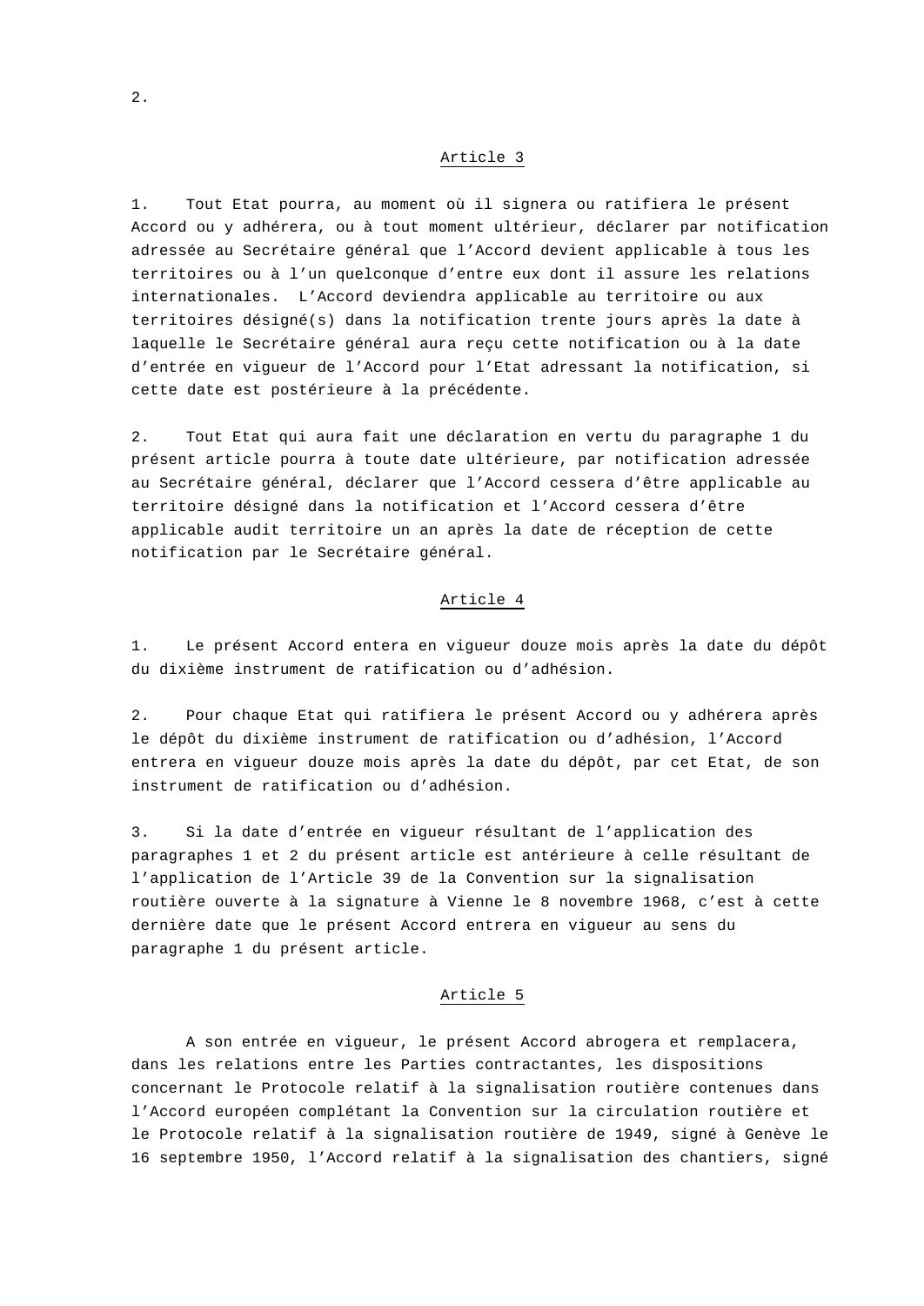## Article 3

1. Tout Etat pourra, au moment où il signera ou ratifiera le présent Accord ou y adhérera, ou à tout moment ultérieur, déclarer par notification adressée au Secrétaire général que l'Accord devient applicable à tous les territoires ou à l'un quelconque d'entre eux dont il assure les relations internationales. L'Accord deviendra applicable au territoire ou aux territoires désigné(s) dans la notification trente jours après la date à laquelle le Secrétaire général aura reçu cette notification ou à la date d'entrée en vigueur de l'Accord pour l'Etat adressant la notification, si cette date est postérieure à la précédente.

2. Tout Etat qui aura fait une déclaration en vertu du paragraphe 1 du présent article pourra à toute date ultérieure, par notification adressée au Secrétaire général, déclarer que l'Accord cessera d'être applicable au territoire désigné dans la notification et l'Accord cessera d'être applicable audit territoire un an après la date de réception de cette notification par le Secrétaire général.

## Article 4

1. Le présent Accord entera en vigueur douze mois après la date du dépôt du dixième instrument de ratification ou d'adhésion.

2. Pour chaque Etat qui ratifiera le présent Accord ou y adhérera après le dépôt du dixième instrument de ratification ou d'adhésion, l'Accord entrera en vigueur douze mois après la date du dépôt, par cet Etat, de son instrument de ratification ou d'adhésion.

3. Si la date d'entrée en vigueur résultant de l'application des paragraphes 1 et 2 du présent article est antérieure à celle résultant de l'application de l'Article 39 de la Convention sur la signalisation routière ouverte à la signature à Vienne le 8 novembre 1968, c'est à cette dernière date que le présent Accord entrera en vigueur au sens du paragraphe 1 du présent article.

## Article 5

A son entrée en vigueur, le présent Accord abrogera et remplacera, dans les relations entre les Parties contractantes, les dispositions concernant le Protocole relatif à la signalisation routière contenues dans l'Accord européen complétant la Convention sur la circulation routière et le Protocole relatif à la signalisation routière de 1949, signé à Genève le 16 septembre 1950, l'Accord relatif à la signalisation des chantiers, signé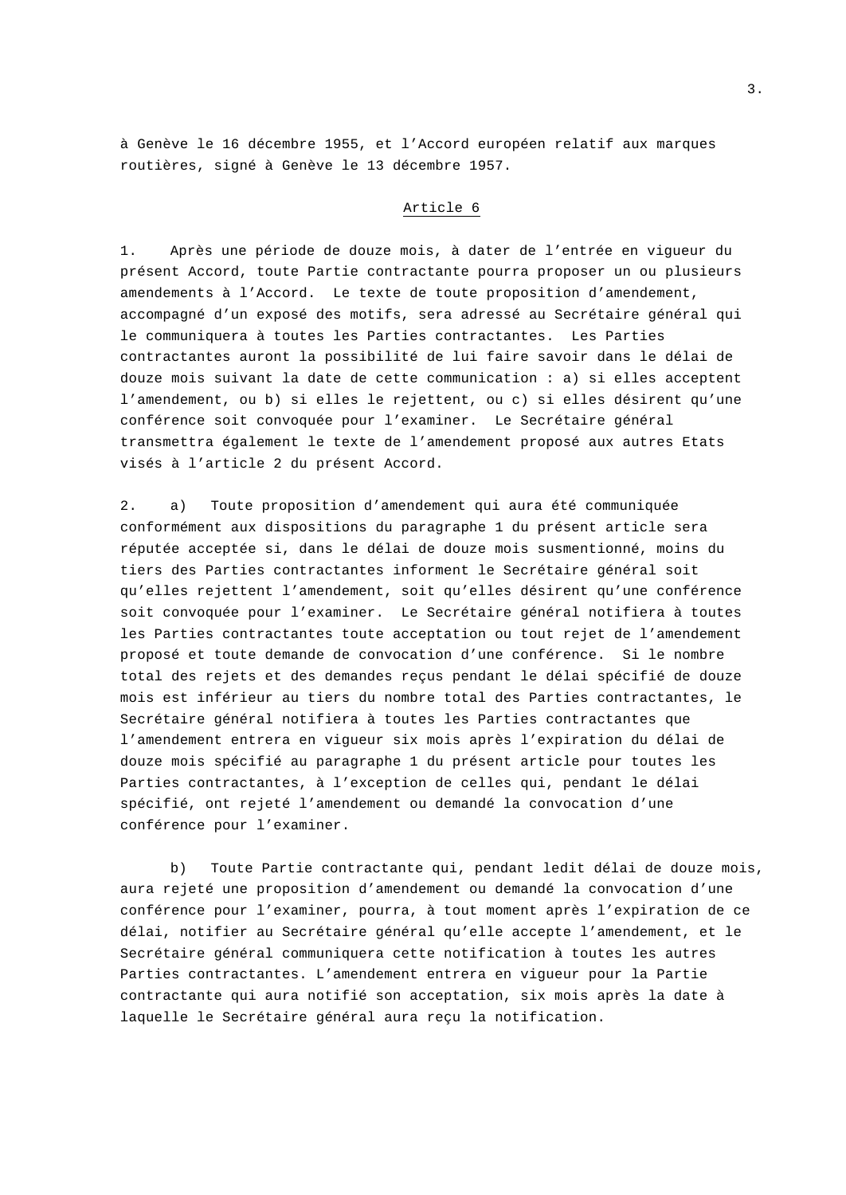à Genève le 16 décembre 1955, et l'Accord européen relatif aux marques routières, signé à Genève le 13 décembre 1957.

## Article 6

1. Après une période de douze mois, à dater de l'entrée en vigueur du présent Accord, toute Partie contractante pourra proposer un ou plusieurs amendements à l'Accord. Le texte de toute proposition d'amendement, accompagné d'un exposé des motifs, sera adressé au Secrétaire général qui le communiquera à toutes les Parties contractantes. Les Parties contractantes auront la possibilité de lui faire savoir dans le délai de douze mois suivant la date de cette communication : a) si elles acceptent l'amendement, ou b) si elles le rejettent, ou c) si elles désirent qu'une conférence soit convoquée pour l'examiner. Le Secrétaire général transmettra également le texte de l'amendement proposé aux autres Etats visés à l'article 2 du présent Accord.

2. a) Toute proposition d'amendement qui aura été communiquée conformément aux dispositions du paragraphe 1 du présent article sera réputée acceptée si, dans le délai de douze mois susmentionné, moins du tiers des Parties contractantes informent le Secrétaire général soit qu'elles rejettent l'amendement, soit qu'elles désirent qu'une conférence soit convoquée pour l'examiner. Le Secrétaire général notifiera à toutes les Parties contractantes toute acceptation ou tout rejet de l'amendement proposé et toute demande de convocation d'une conférence. Si le nombre total des rejets et des demandes reçus pendant le délai spécifié de douze mois est inférieur au tiers du nombre total des Parties contractantes, le Secrétaire général notifiera à toutes les Parties contractantes que l'amendement entrera en vigueur six mois après l'expiration du délai de douze mois spécifié au paragraphe 1 du présent article pour toutes les Parties contractantes, à l'exception de celles qui, pendant le délai spécifié, ont rejeté l'amendement ou demandé la convocation d'une conférence pour l'examiner.

b) Toute Partie contractante qui, pendant ledit délai de douze mois, aura rejeté une proposition d'amendement ou demandé la convocation d'une conférence pour l'examiner, pourra, à tout moment après l'expiration de ce délai, notifier au Secrétaire général qu'elle accepte l'amendement, et le Secrétaire général communiquera cette notification à toutes les autres Parties contractantes. L'amendement entrera en vigueur pour la Partie contractante qui aura notifié son acceptation, six mois après la date à laquelle le Secrétaire général aura reçu la notification.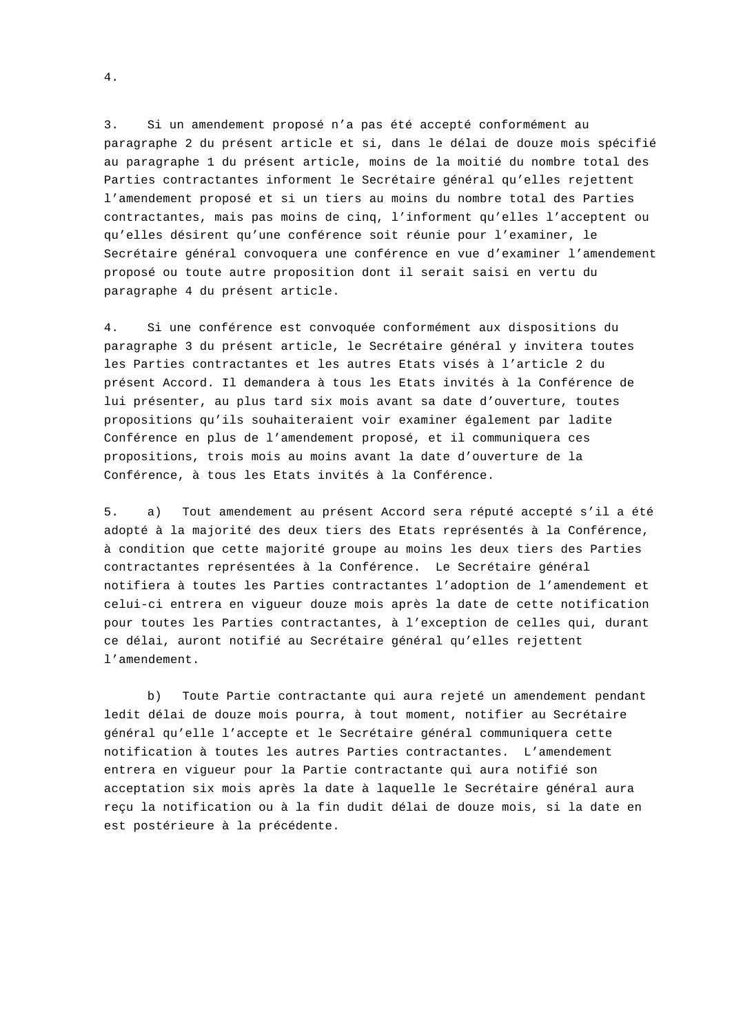3. Si un amendement proposé n'a pas été accepté conformément au paragraphe 2 du présent article et si, dans le délai de douze mois spécifié au paragraphe 1 du présent article, moins de la moitié du nombre total des Parties contractantes informent le Secrétaire général qu'elles rejettent l'amendement proposé et si un tiers au moins du nombre total des Parties contractantes, mais pas moins de cinq, l'informent qu'elles l'acceptent ou qu'elles désirent qu'une conférence soit réunie pour l'examiner, le Secrétaire général convoquera une conférence en vue d'examiner l'amendement proposé ou toute autre proposition dont il serait saisi en vertu du paragraphe 4 du présent article.

4. Si une conférence est convoquée conformément aux dispositions du paragraphe 3 du présent article, le Secrétaire général y invitera toutes les Parties contractantes et les autres Etats visés à l'article 2 du présent Accord. Il demandera à tous les Etats invités à la Conférence de lui présenter, au plus tard six mois avant sa date d'ouverture, toutes propositions qu'ils souhaiteraient voir examiner également par ladite Conférence en plus de l'amendement proposé, et il communiquera ces propositions, trois mois au moins avant la date d'ouverture de la Conférence, à tous les Etats invités à la Conférence.

5. a) Tout amendement au présent Accord sera réputé accepté s'il a été adopté à la majorité des deux tiers des Etats représentés à la Conférence, à condition que cette majorité groupe au moins les deux tiers des Parties contractantes représentées à la Conférence. Le Secrétaire général notifiera à toutes les Parties contractantes l'adoption de l'amendement et celui-ci entrera en vigueur douze mois après la date de cette notification pour toutes les Parties contractantes, à l'exception de celles qui, durant ce délai, auront notifié au Secrétaire général qu'elles rejettent l'amendement.

b) Toute Partie contractante qui aura rejeté un amendement pendant ledit délai de douze mois pourra, à tout moment, notifier au Secrétaire général qu'elle l'accepte et le Secrétaire général communiquera cette notification à toutes les autres Parties contractantes. L'amendement entrera en vigueur pour la Partie contractante qui aura notifié son acceptation six mois après la date à laquelle le Secrétaire général aura reçu la notification ou à la fin dudit délai de douze mois, si la date en est postérieure à la précédente.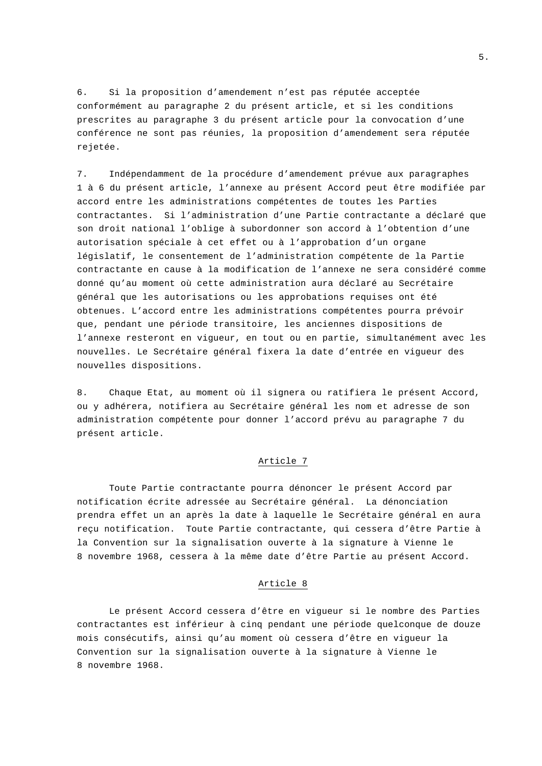6. Si la proposition d’amendement n’est pas réputée acceptée conformément au paragraphe 2 du présent article, et si les conditions prescrites au paragraphe 3 du présent article pour la convocation d’une conférence ne sont pas réunies, la proposition d’amendement sera réputée rejetée.

7. Indépendamment de la procédure d’amendement prévue aux paragraphes 1 à 6 du présent article, l’annexe au présent Accord peut être modifiée par accord entre les administrations compétentes de toutes les Parties contractantes. Si l’administration d’une Partie contractante a déclaré que son droit national l’oblige à subordonner son accord à l’obtention d’une autorisation spéciale à cet effet ou à l’approbation d’un organe législatif, le consentement de l’administration compétente de la Partie contractante en cause à la modification de l’annexe ne sera considéré comme donné qu’au moment où cette administration aura déclaré au Secrétaire général que les autorisations ou les approbations requises ont été obtenues. L’accord entre les administrations compétentes pourra prévoir que, pendant une période transitoire, les anciennes dispositions de l’annexe resteront en vigueur, en tout ou en partie, simultanément avec les nouvelles. Le Secrétaire général fixera la date d’entrée en vigueur des nouvelles dispositions.

8. Chaque Etat, au moment où il signera ou ratifiera le présent Accord, ou y adhérera, notifiera au Secrétaire général les nom et adresse de son administration compétente pour donner l’accord prévu au paragraphe 7 du présent article.

## Article 7

Toute Partie contractante pourra dénoncer le présent Accord par notification écrite adressée au Secrétaire général. La dénonciation prendra effet un an après la date à laquelle le Secrétaire général en aura reçu notification. Toute Partie contractante, qui cessera d’être Partie à la Convention sur la signalisation ouverte à la signature à Vienne le 8 novembre 1968, cessera à la même date d’être Partie au présent Accord.

## Article 8

Le présent Accord cessera d’être en vigueur si le nombre des Parties contractantes est inférieur à cinq pendant une période quelconque de douze mois consécutifs, ainsi qu’au moment où cessera d’être en vigueur la Convention sur la signalisation ouverte à la signature à Vienne le 8 novembre 1968.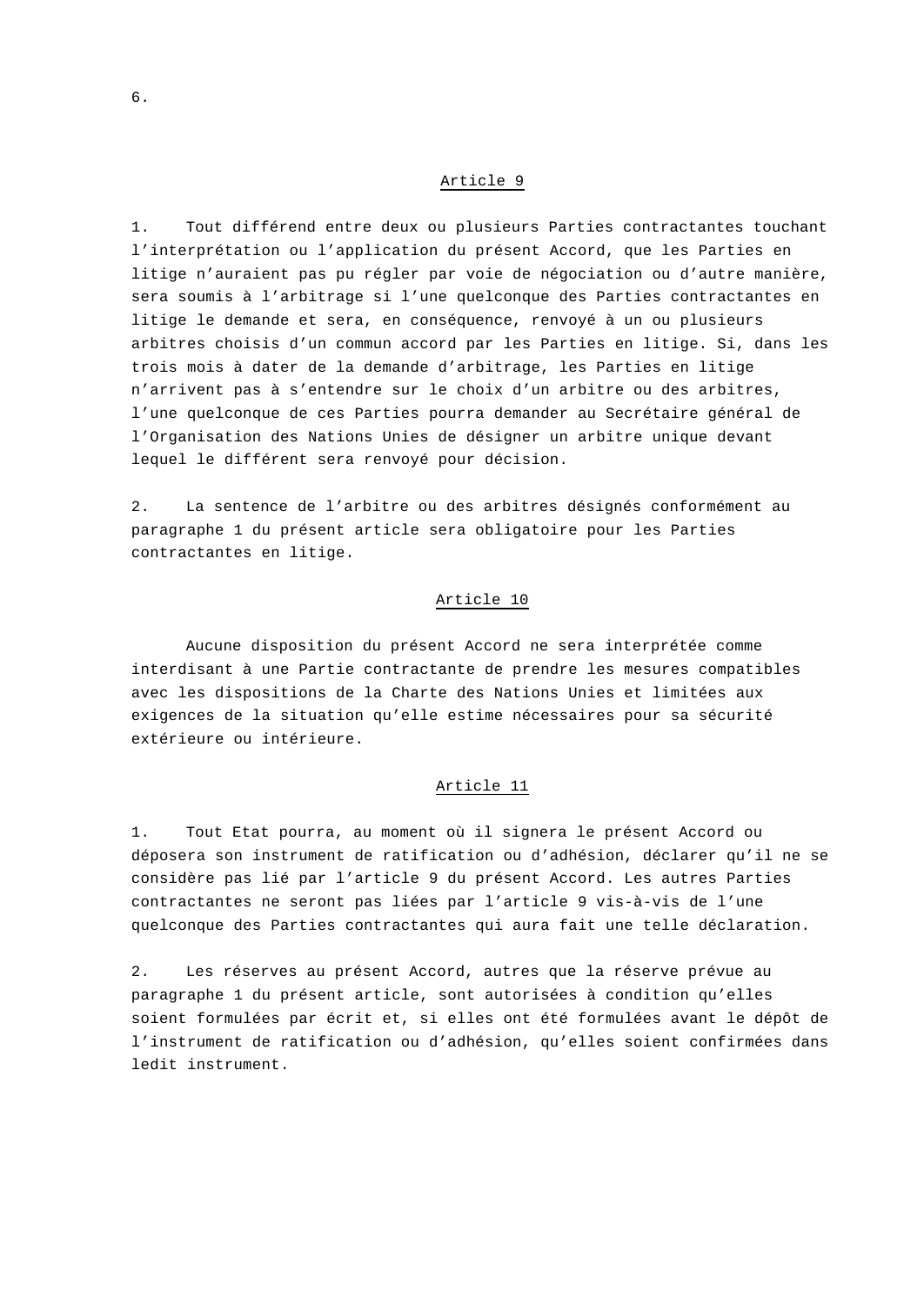## Article 9

1. Tout différend entre deux ou plusieurs Parties contractantes touchant l'interprétation ou l'application du présent Accord, que les Parties en litige n'auraient pas pu régler par voie de négociation ou d'autre manière, sera soumis à l'arbitrage si l'une quelconque des Parties contractantes en litige le demande et sera, en conséquence, renvoyé à un ou plusieurs arbitres choisis d'un commun accord par les Parties en litige. Si, dans les trois mois à dater de la demande d'arbitrage, les Parties en litige n'arrivent pas à s'entendre sur le choix d'un arbitre ou des arbitres, l'une quelconque de ces Parties pourra demander au Secrétaire général de l'Organisation des Nations Unies de désigner un arbitre unique devant lequel le différent sera renvoyé pour décision.

2. La sentence de l'arbitre ou des arbitres désignés conformément au paragraphe 1 du présent article sera obligatoire pour les Parties contractantes en litige.

## Article 10

Aucune disposition du présent Accord ne sera interprétée comme interdisant à une Partie contractante de prendre les mesures compatibles avec les dispositions de la Charte des Nations Unies et limitées aux exigences de la situation qu'elle estime nécessaires pour sa sécurité extérieure ou intérieure.

## Article 11

1. Tout Etat pourra, au moment où il signera le présent Accord ou déposera son instrument de ratification ou d'adhésion, déclarer qu'il ne se considère pas lié par l'article 9 du présent Accord. Les autres Parties contractantes ne seront pas liées par l'article 9 vis-à-vis de l'une quelconque des Parties contractantes qui aura fait une telle déclaration.

2. Les réserves au présent Accord, autres que la réserve prévue au paragraphe 1 du présent article, sont autorisées à condition qu'elles soient formulées par écrit et, si elles ont été formulées avant le dépôt de l'instrument de ratification ou d'adhésion, qu'elles soient confirmées dans ledit instrument.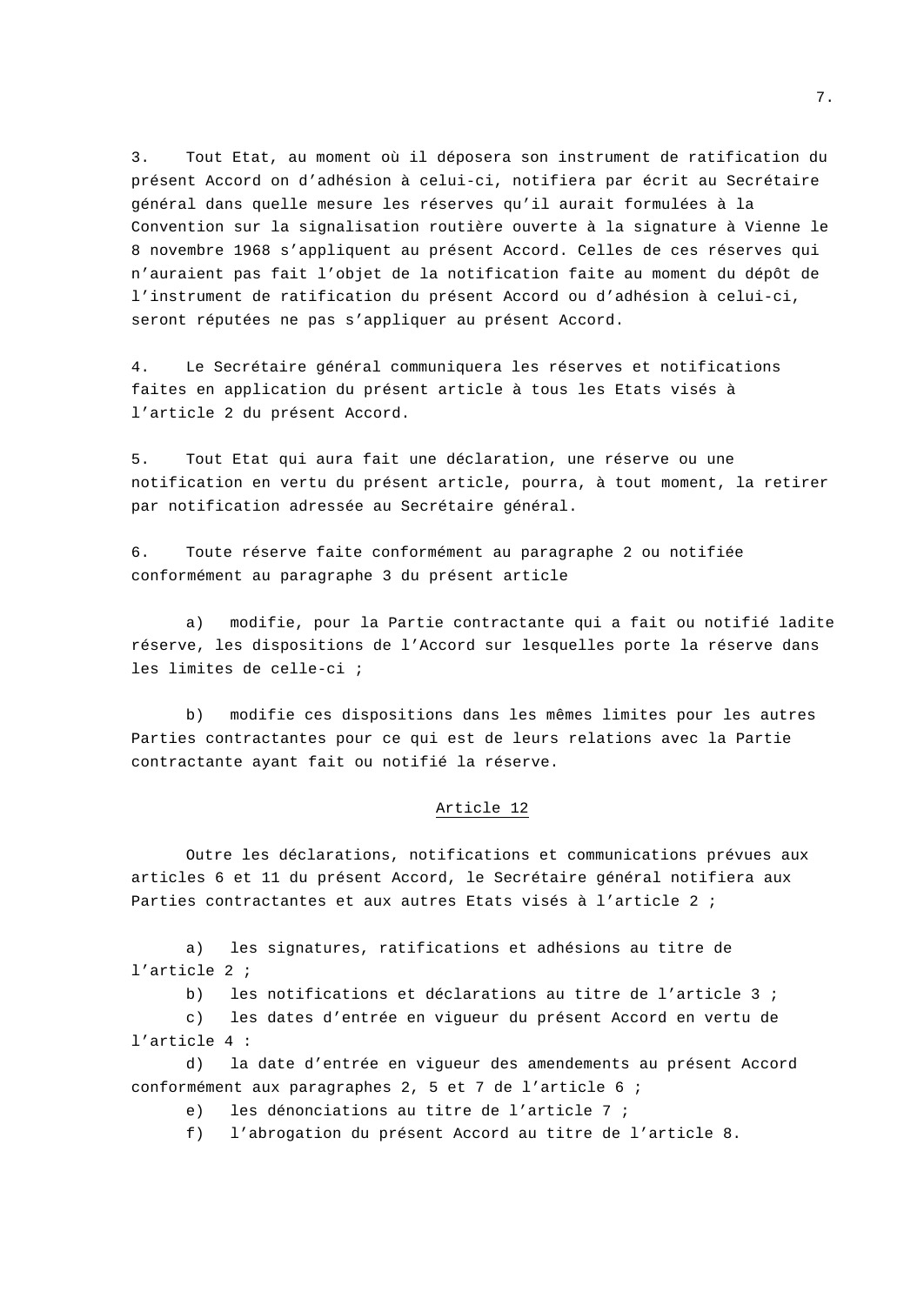3. Tout Etat, au moment où il déposera son instrument de ratification du présent Accord on d'adhésion à celui-ci, notifiera par écrit au Secrétaire général dans quelle mesure les réserves qu'il aurait formulées à la Convention sur la signalisation routière ouverte à la signature à Vienne le 8 novembre 1968 s'appliquent au présent Accord. Celles de ces réserves qui n'auraient pas fait l'objet de la notification faite au moment du dépôt de l'instrument de ratification du présent Accord ou d'adhésion à celui-ci, seront réputées ne pas s'appliquer au présent Accord.

4. Le Secrétaire général communiquera les réserves et notifications faites en application du présent article à tous les Etats visés à l'article 2 du présent Accord.

5. Tout Etat qui aura fait une déclaration, une réserve ou une notification en vertu du présent article, pourra, à tout moment, la retirer par notification adressée au Secrétaire général.

6. Toute réserve faite conformément au paragraphe 2 ou notifiée conformément au paragraphe 3 du présent article

a) modifie, pour la Partie contractante qui a fait ou notifié ladite réserve, les dispositions de l'Accord sur lesquelles porte la réserve dans les limites de celle-ci ;

b) modifie ces dispositions dans les mêmes limites pour les autres Parties contractantes pour ce qui est de leurs relations avec la Partie contractante ayant fait ou notifié la réserve.

## Article 12

Outre les déclarations, notifications et communications prévues aux articles 6 et 11 du présent Accord, le Secrétaire général notifiera aux Parties contractantes et aux autres Etats visés à l'article 2 ;

a) les signatures, ratifications et adhésions au titre de l'article 2 ;
b) les notifications et déclarations au titre de l'article 3 ;
c) les dates d'entrée en vigueur du présent Accord en vertu de l'article 4 :
d) la date d'entrée en vigueur des amendements au présent Accord conformément aux paragraphes 2, 5 et 7 de l'article 6 ;
e) les dénonciations au titre de l'article 7 ;
f) l'abrogation du présent Accord au titre de l'article 8.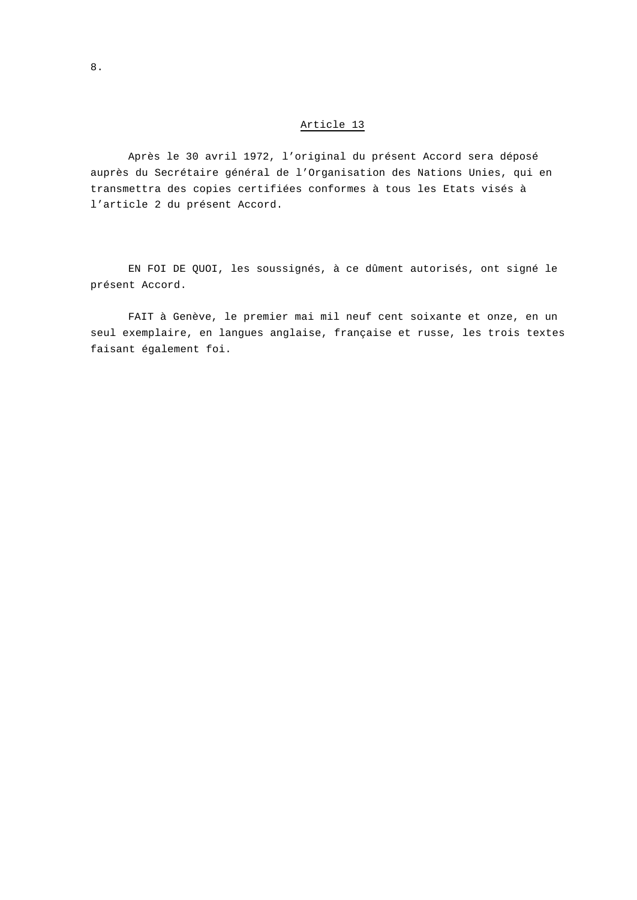## Article 13

Après le 30 avril 1972, l’original du présent Accord sera déposé auprès du Secrétaire général de l’Organisation des Nations Unies, qui en transmettra des copies certifiées conformes à tous les Etats visés à l’article 2 du présent Accord.

EN FOI DE QUOI, les soussignés, à ce dûment autorisés, ont signé le présent Accord.

FAIT à Genève, le premier mai mil neuf cent soixante et onze, en un seul exemplaire, en langues anglaise, française et russe, les trois textes faisant également foi.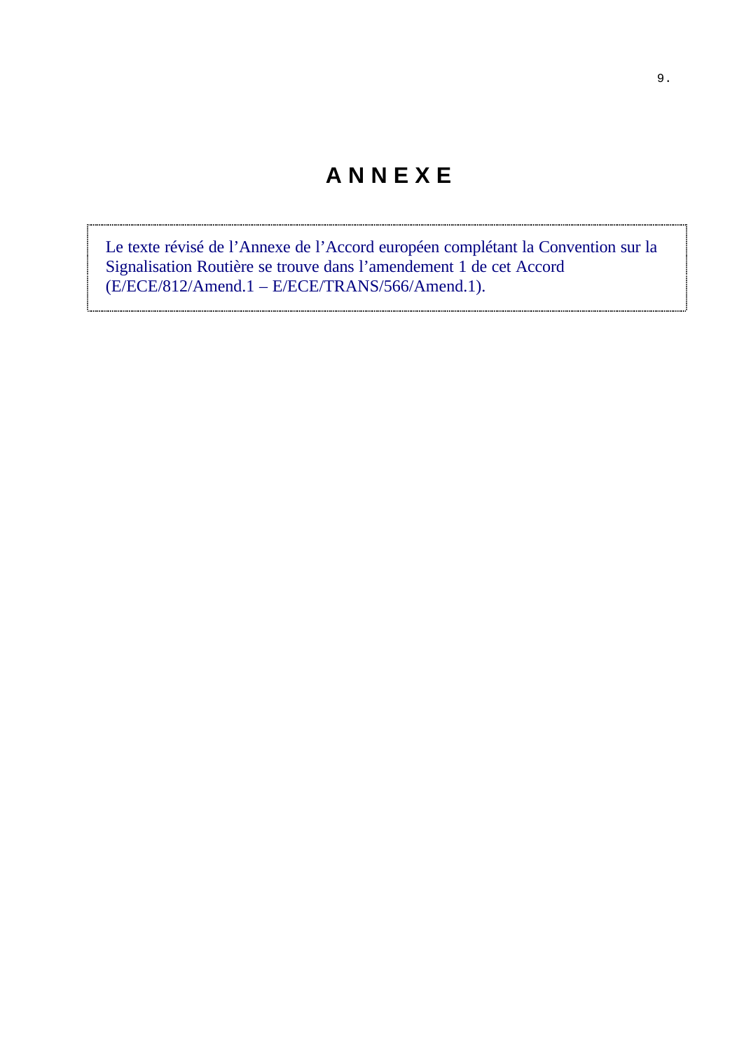# ANNEXE

Le texte révisé de l'Annexe de l'Accord européen complétant la Convention sur la Signalisation Routière se trouve dans l'amendement 1 de cet Accord (E/ECE/812/Amend.1 – E/ECE/TRANS/566/Amend.1).